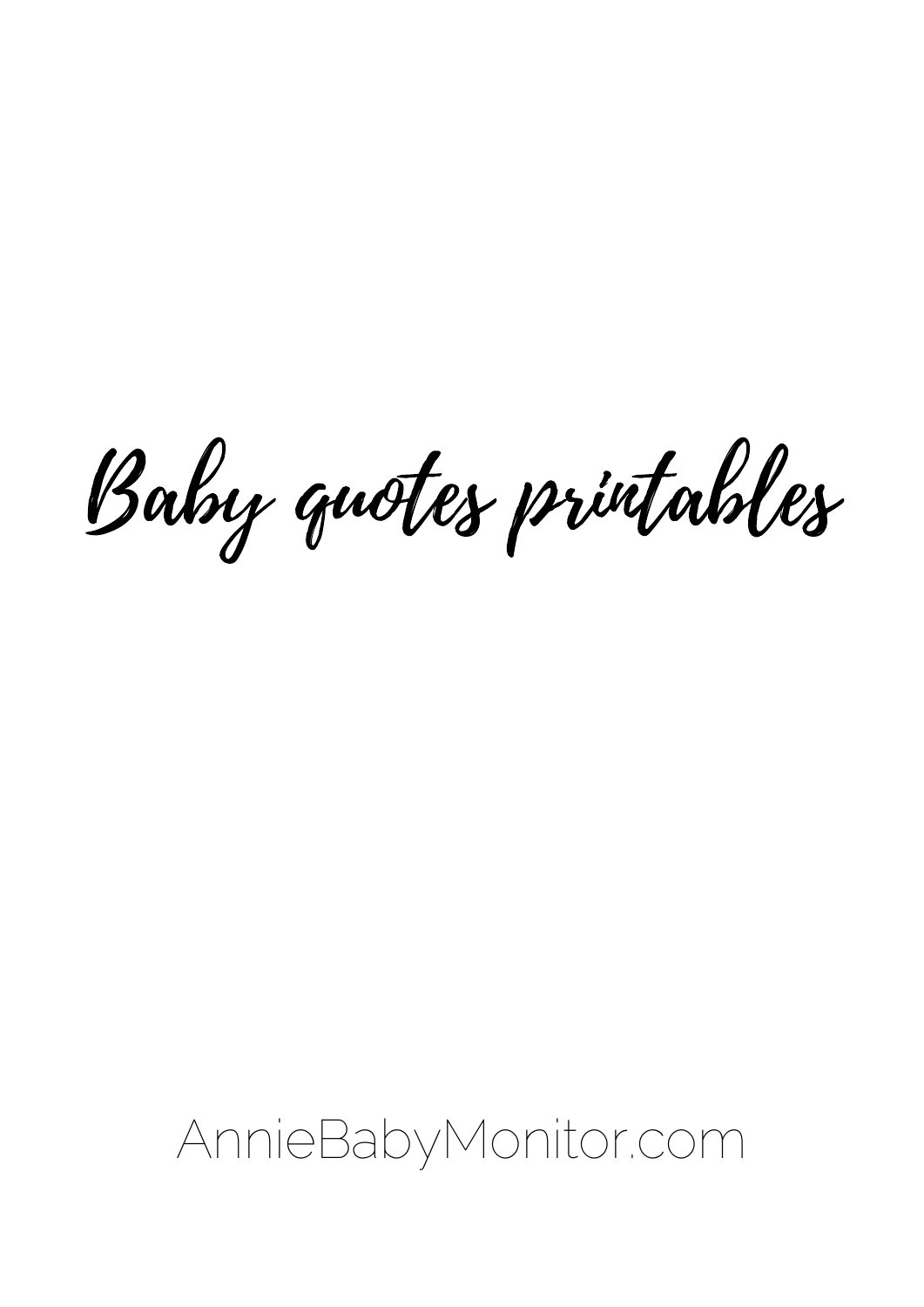# Baby quotes printables

AnnieBabyMonitor.com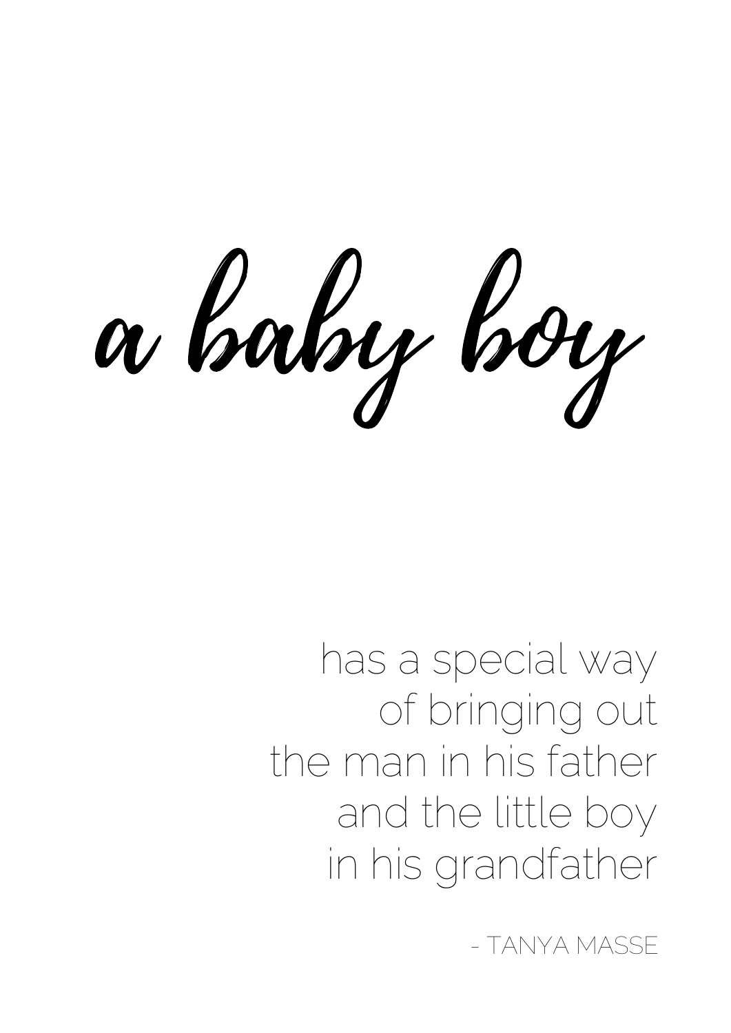# *a baby boy*

has a special way
of bringing out
the man in his father
and the little boy
in his grandfather

- TANYA MASSE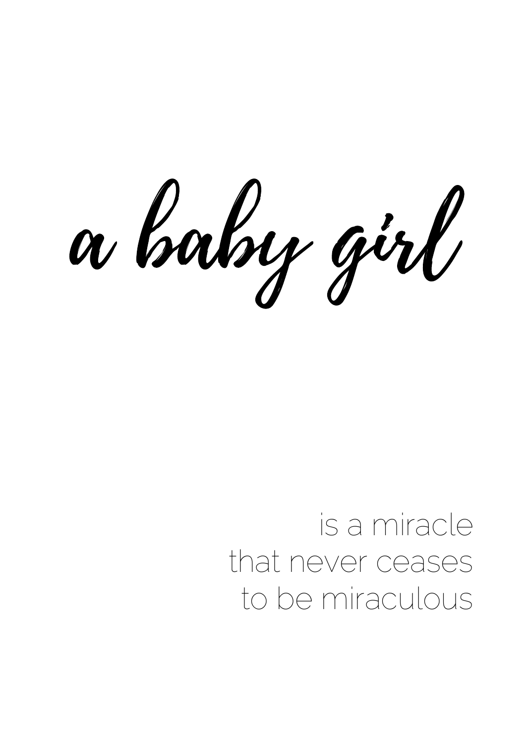*a baby girl*

is a miracle
that never ceases
to be miraculous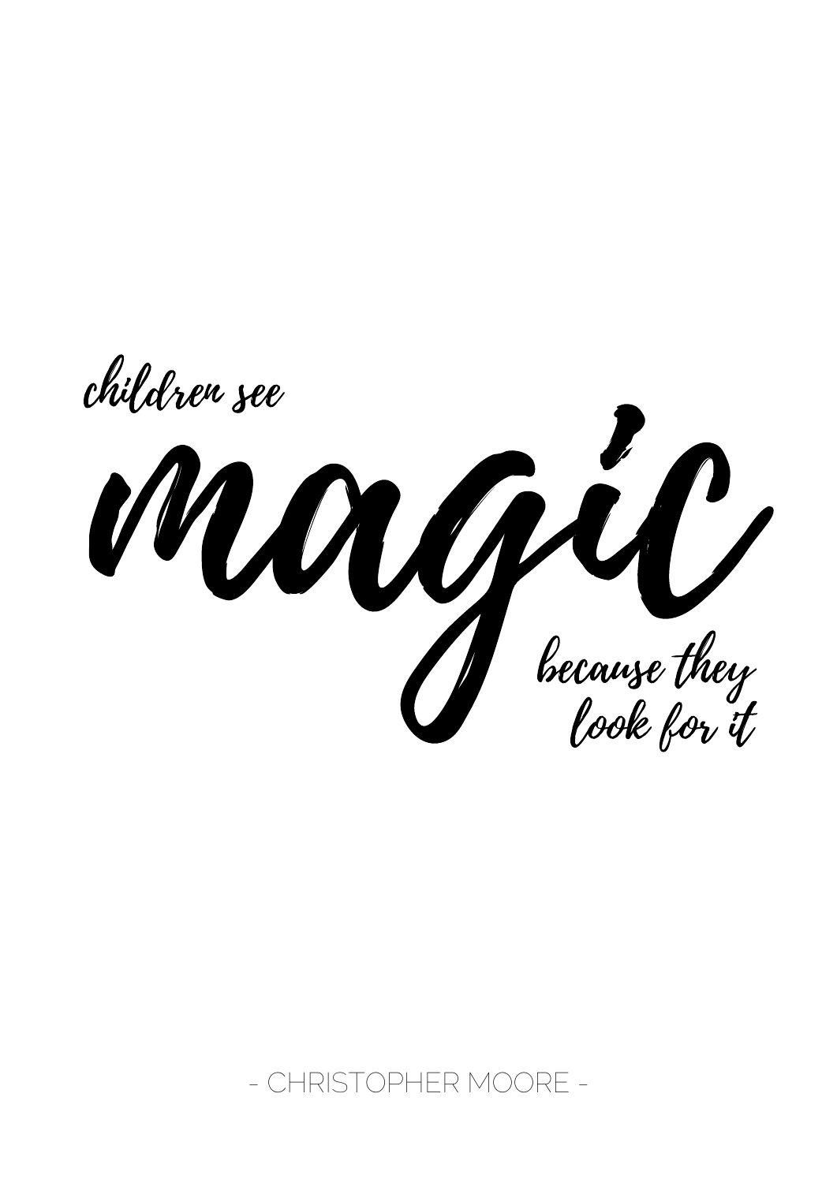children see

# magic

because they
look for it

- CHRISTOPHER MOORE -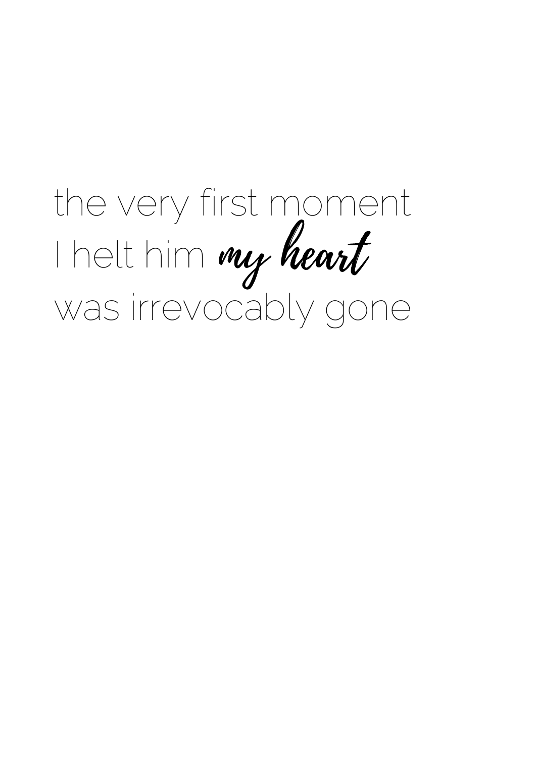the very first moment
I helt him *my heart*
was irrevocably gone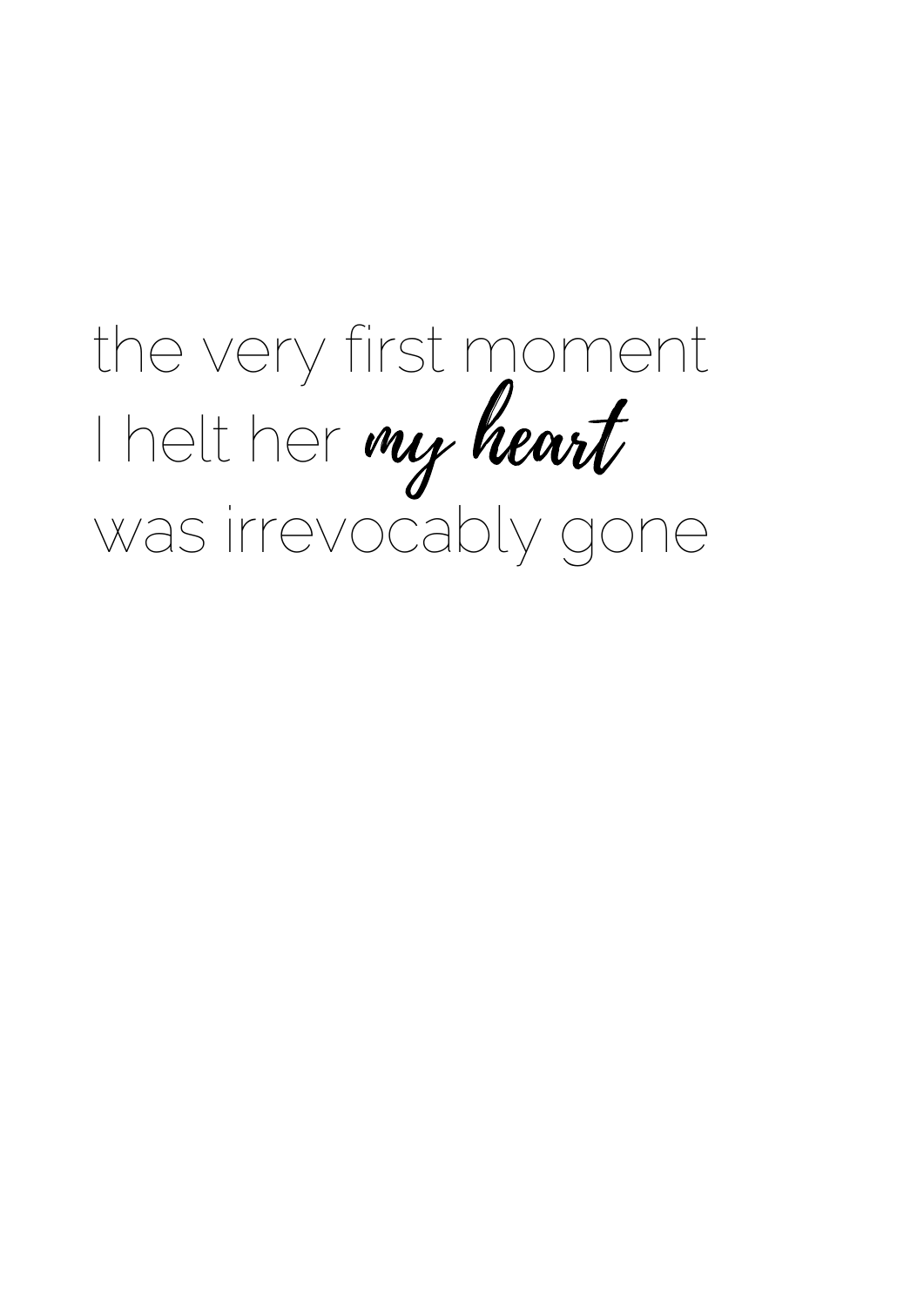the very first moment
I helt her *my heart*
was irrevocably gone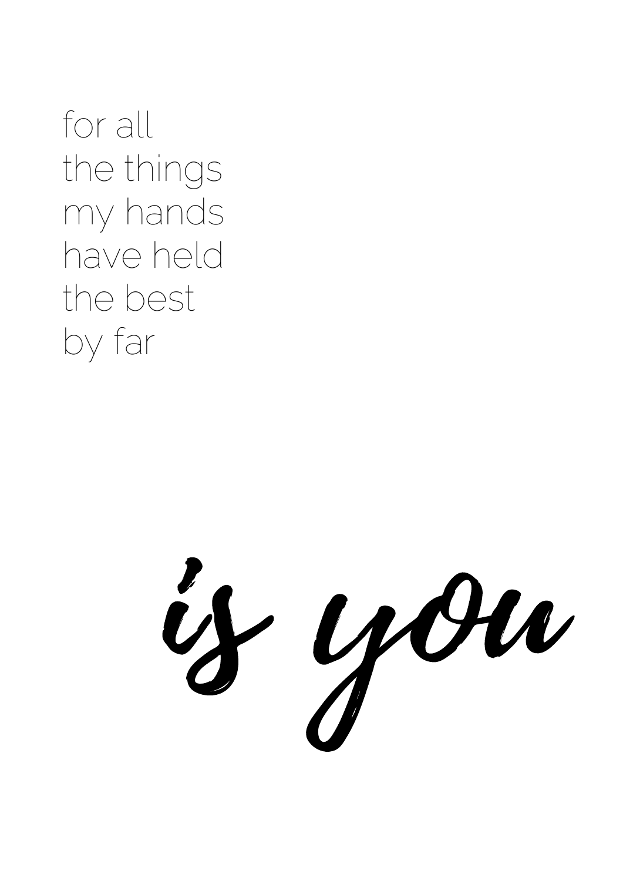for all
the things
my hands
have held
the best
by far

*is you*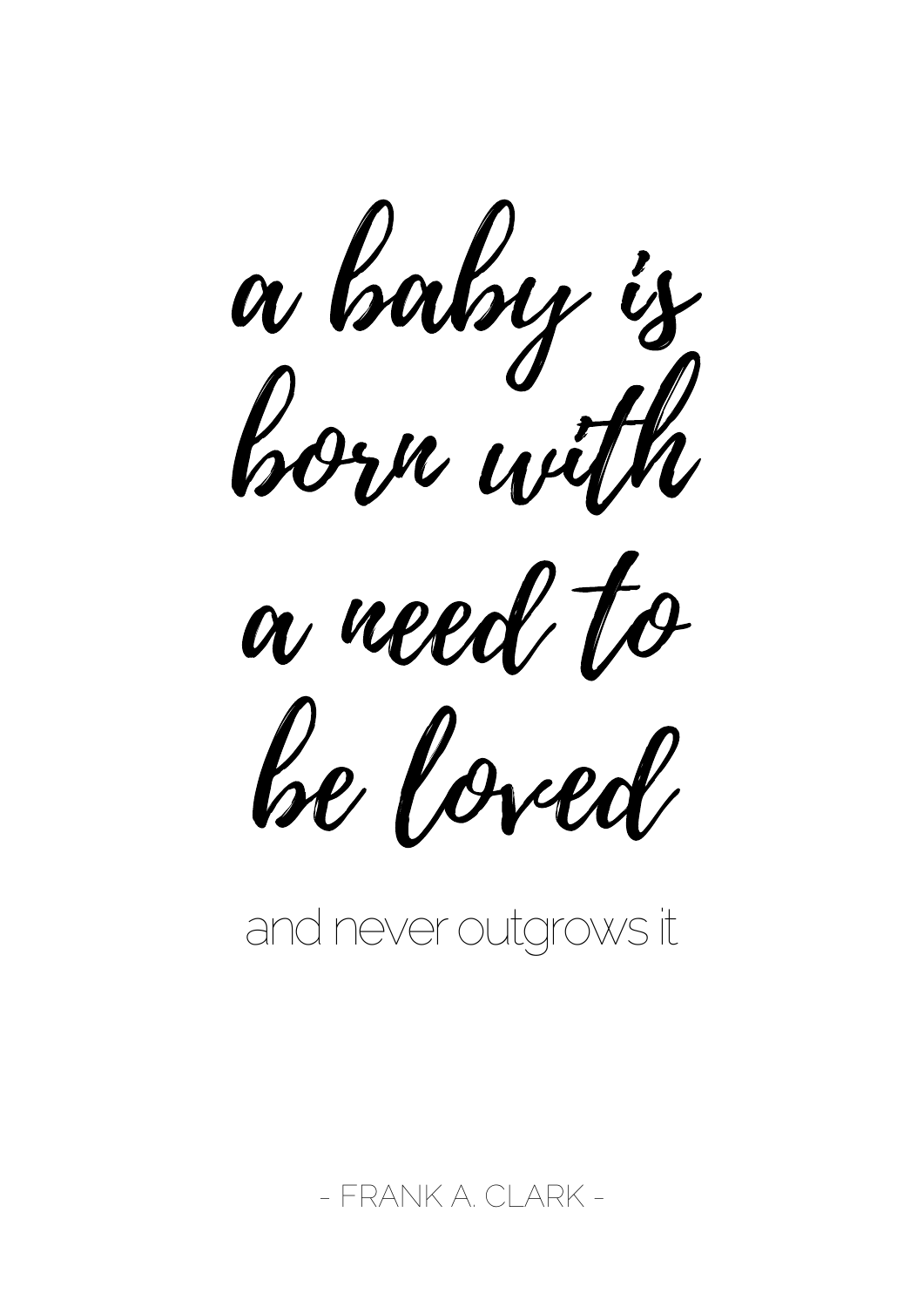*a baby is born with a need to be loved*

and never outgrows it

- FRANK A. CLARK -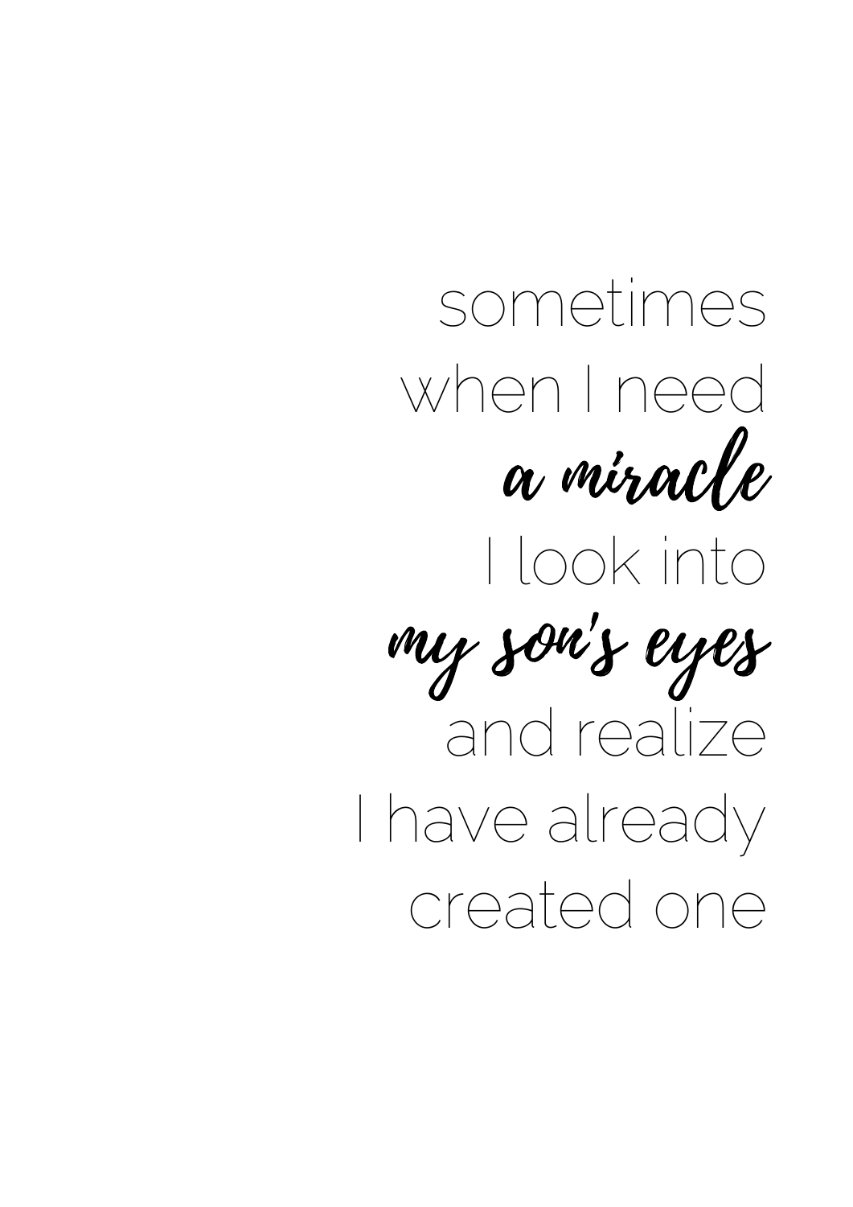sometimes
when I need
*a miracle*
I look into
*my son's eyes*
and realize
I have already
created one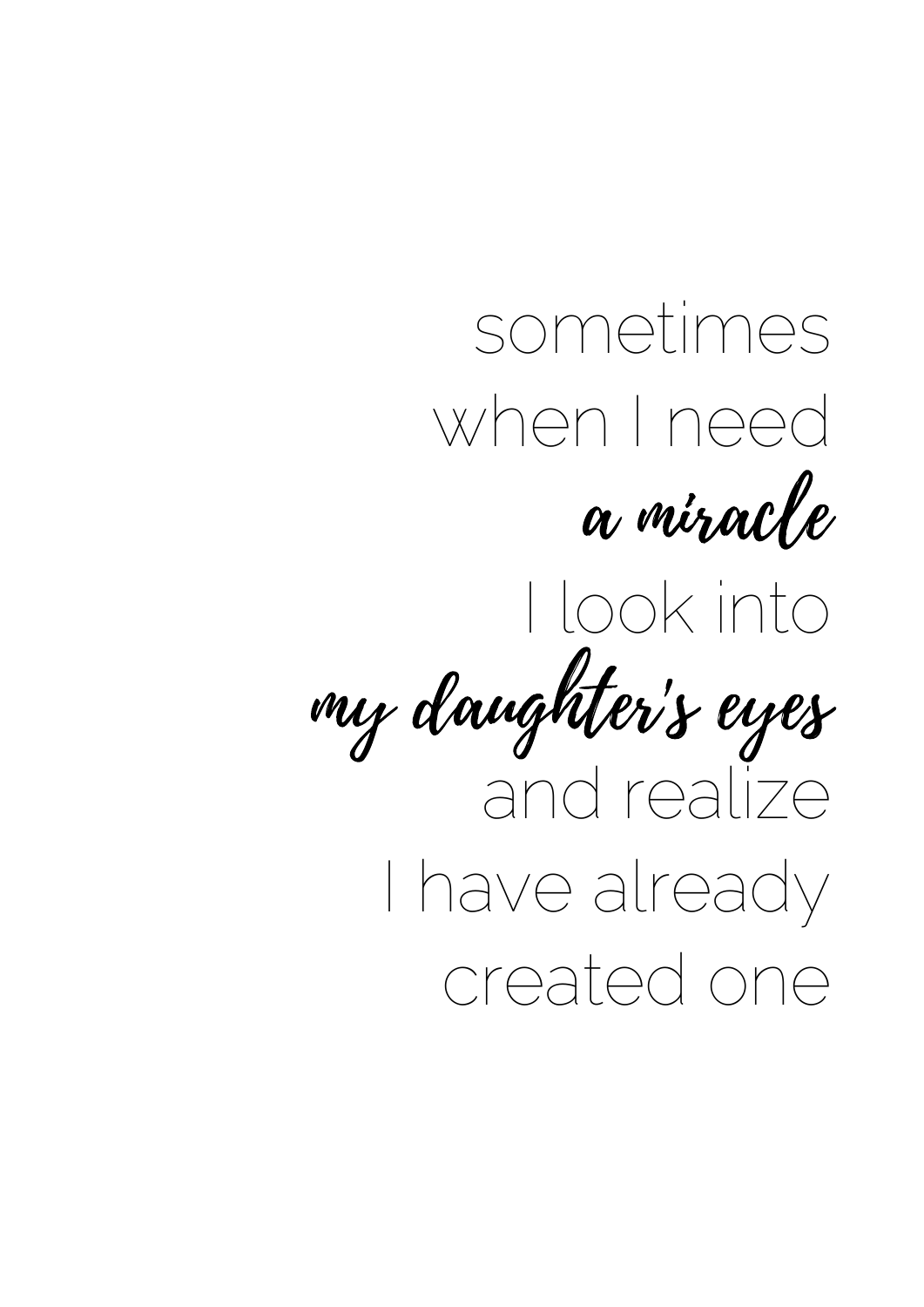sometimes
when I need
*a miracle*
I look into
*my daughter's eyes*
and realize
I have already
created one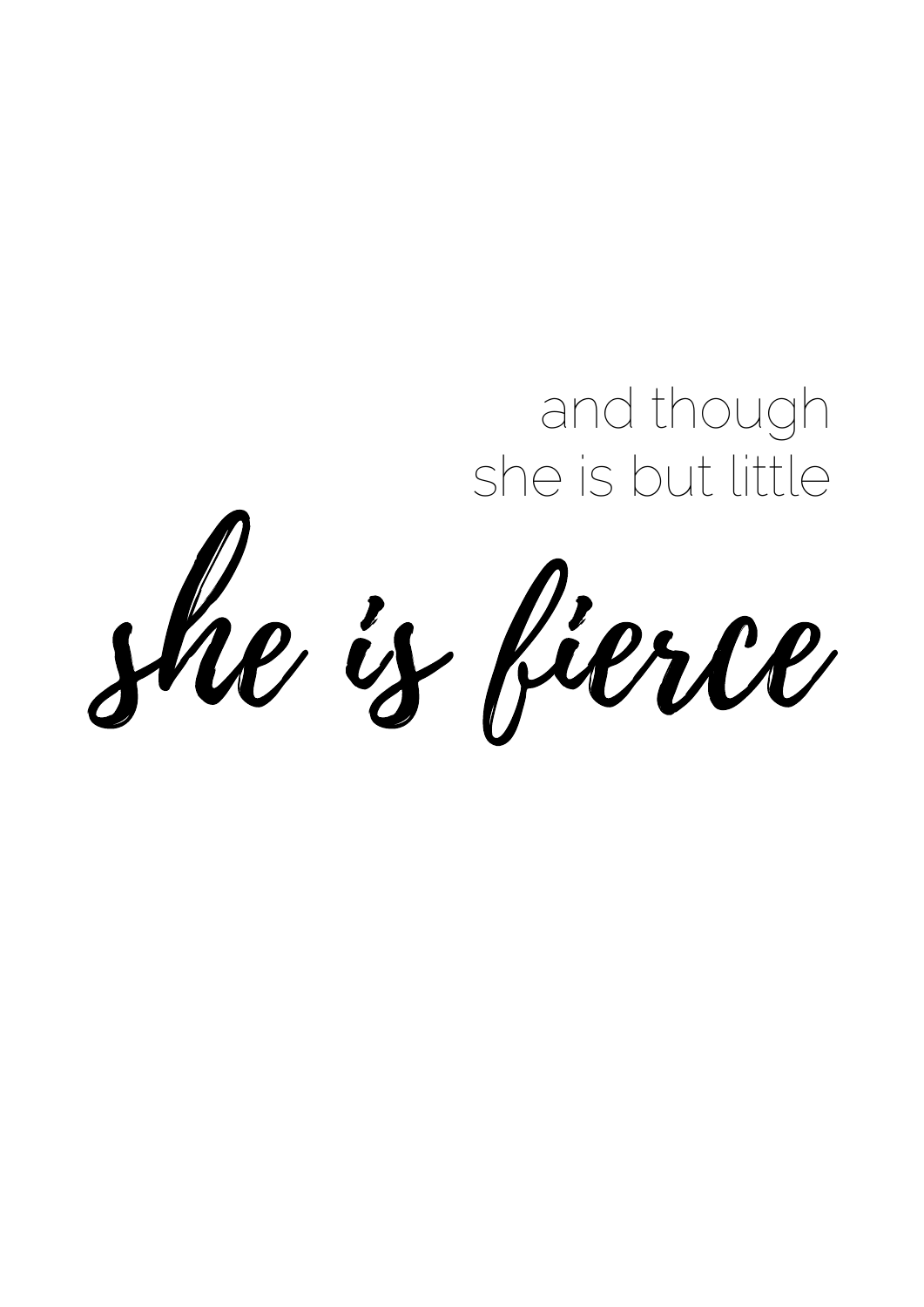and though
she is but little

*she is fierce*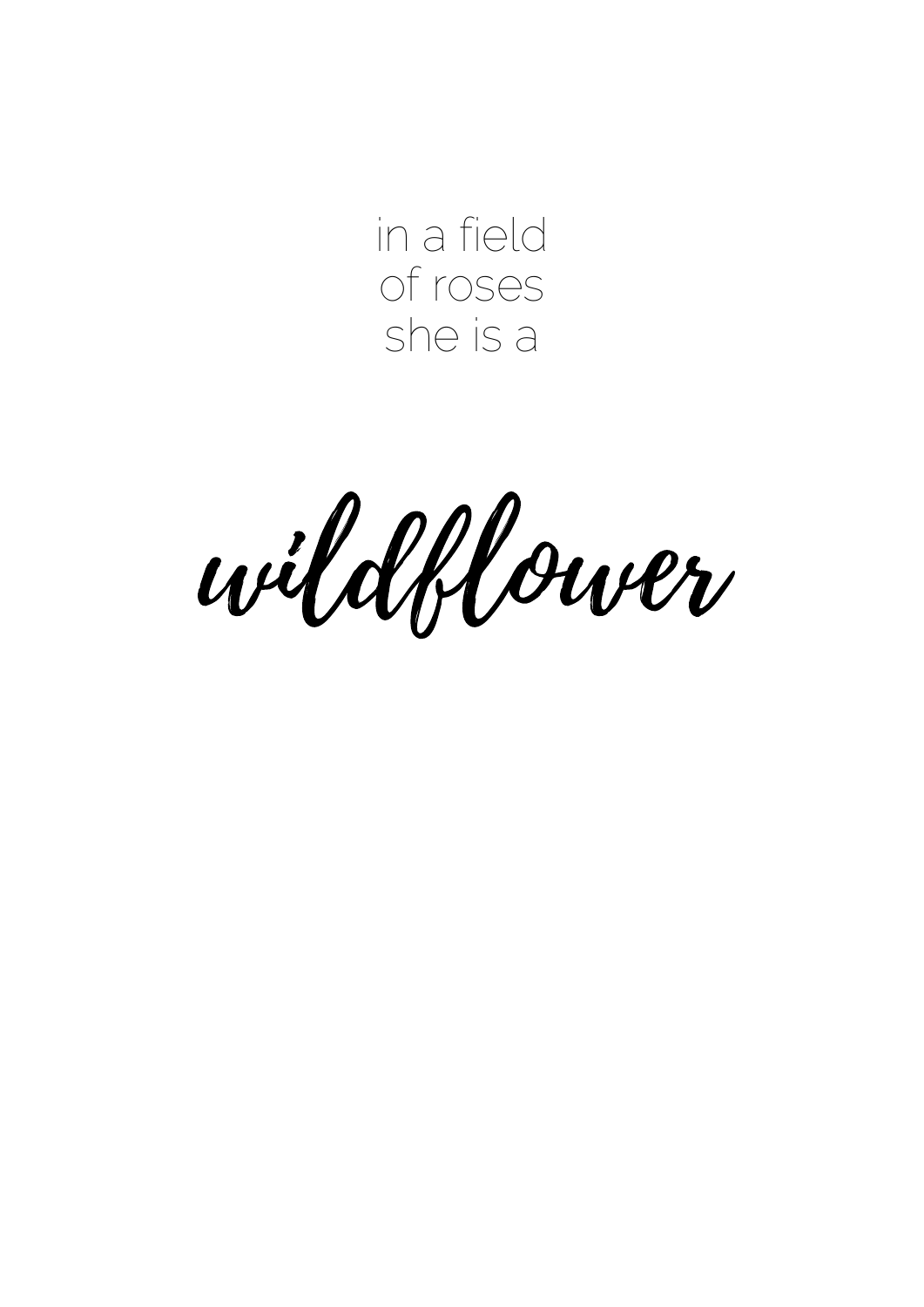in a field
of roses
she is a

*wildflower*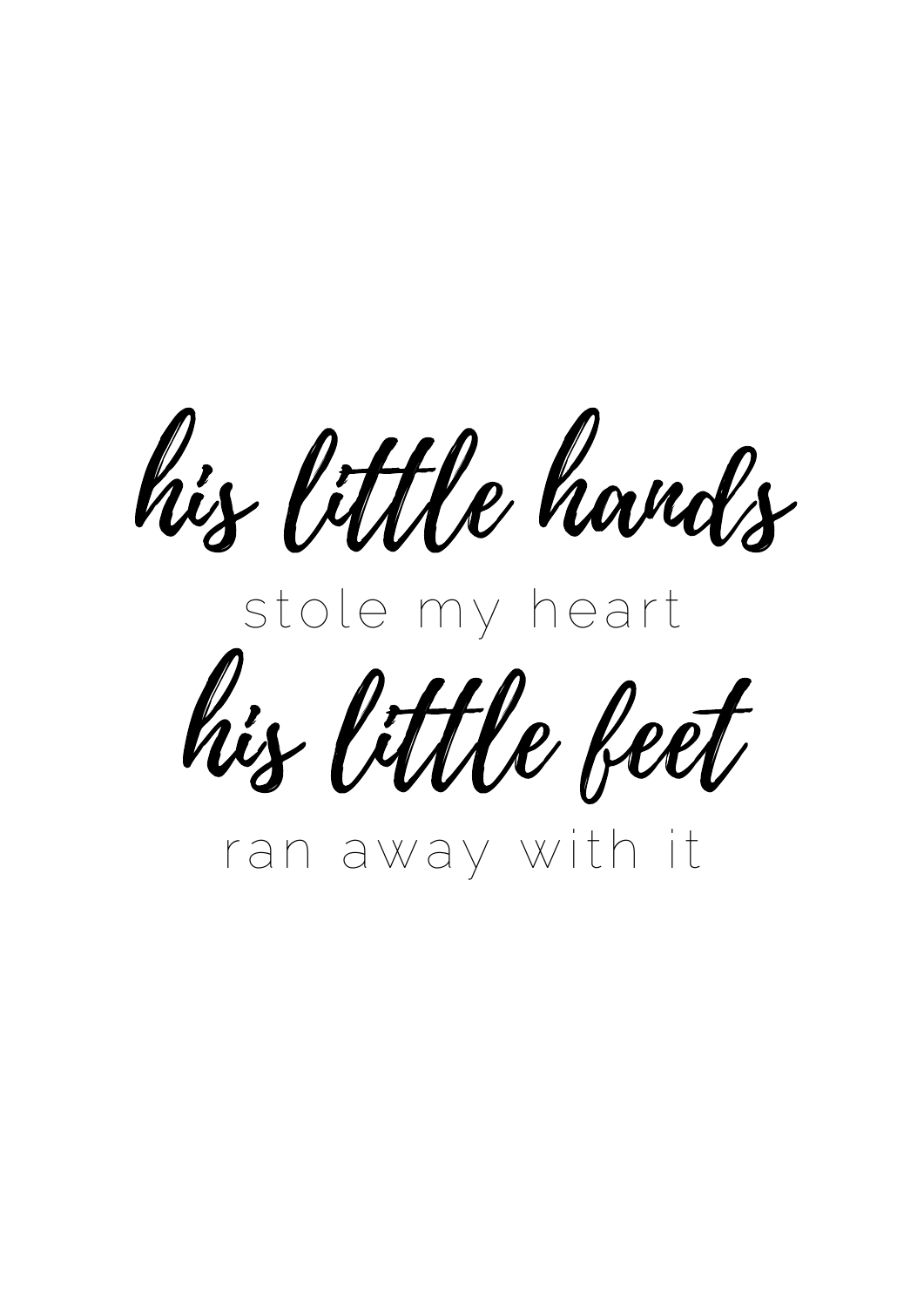*his little hands*

stole my heart

*his little feet*

ran away with it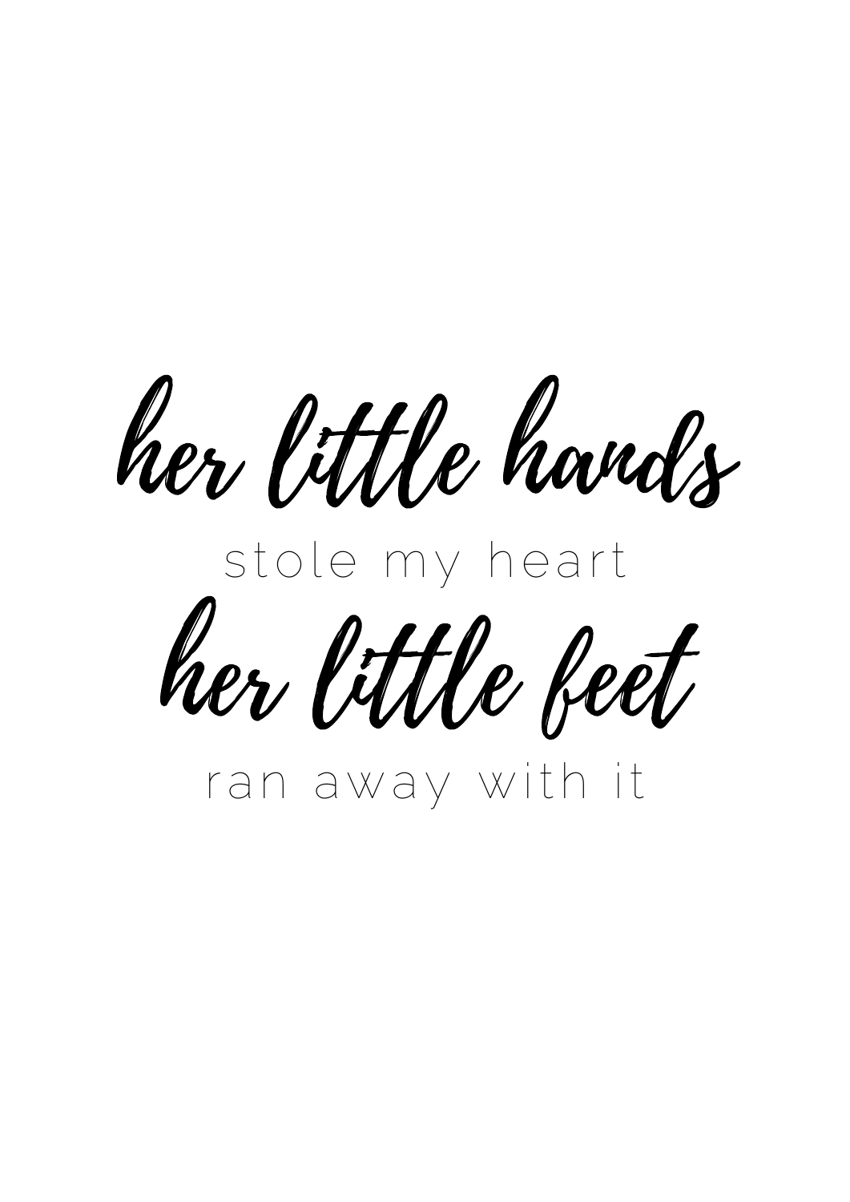*her little hands*

stole my heart

*her little feet*

ran away with it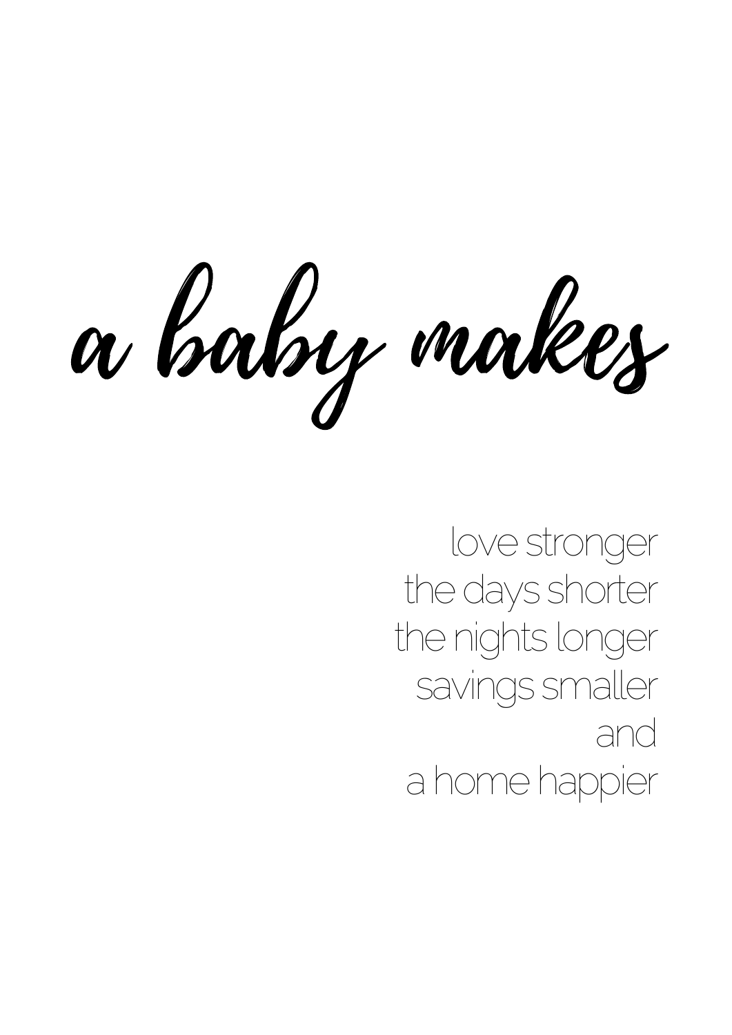# *a baby makes*

love stronger
the days shorter
the nights longer
savings smaller
and
a home happier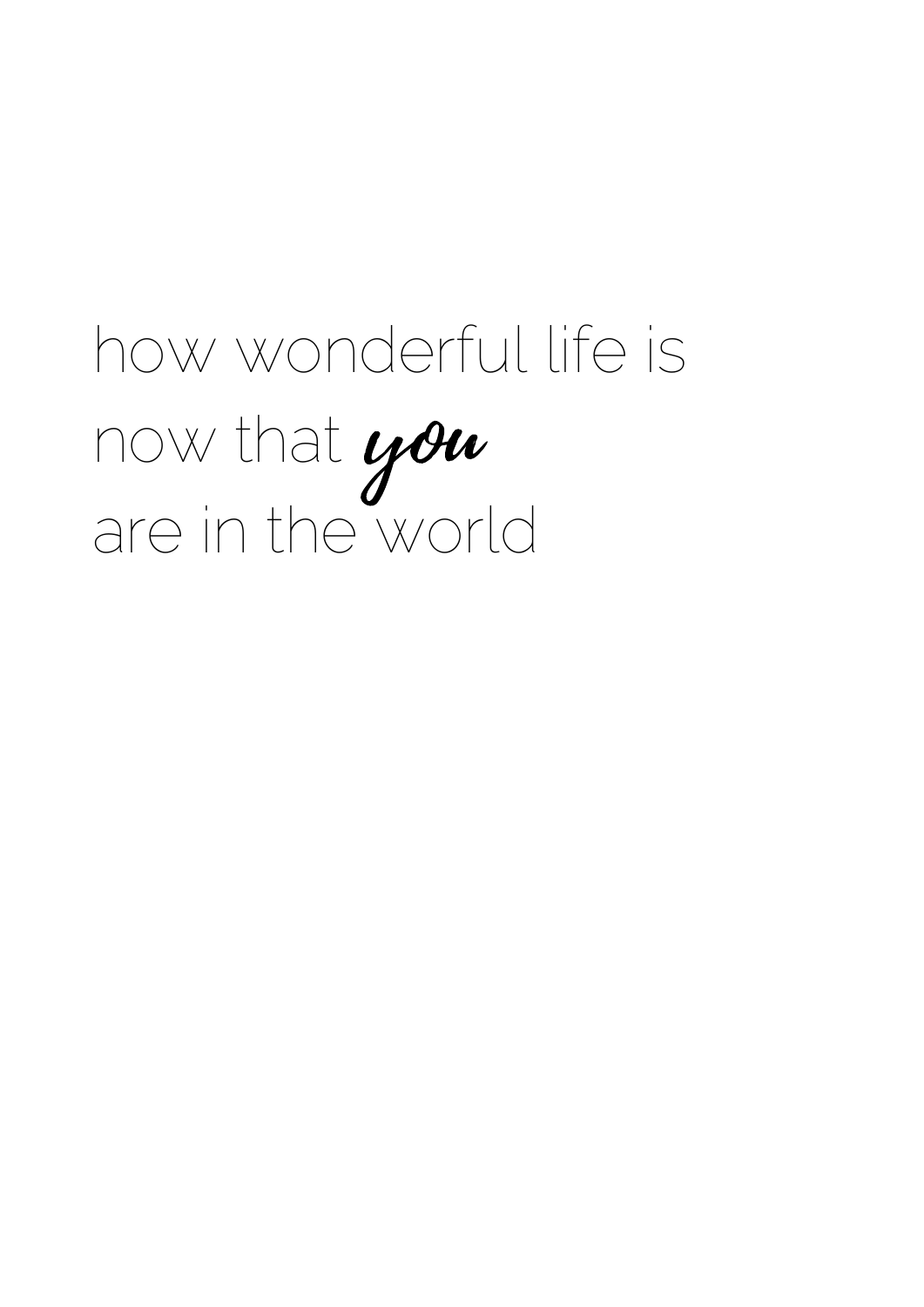how wonderful life is
now that *you*
are in the world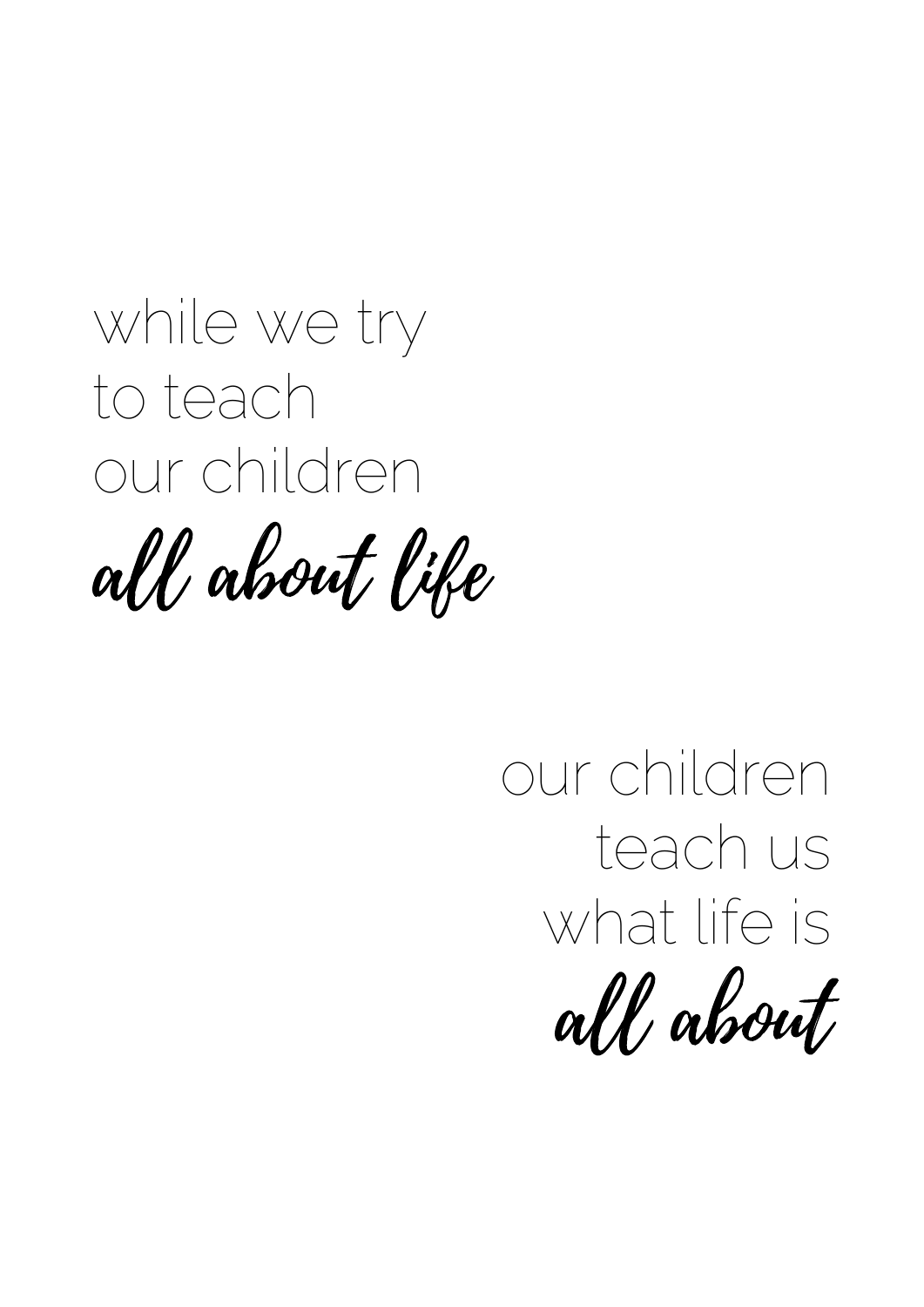while we try
to teach
our children
*all about life*

our children
teach us
what life is
*all about*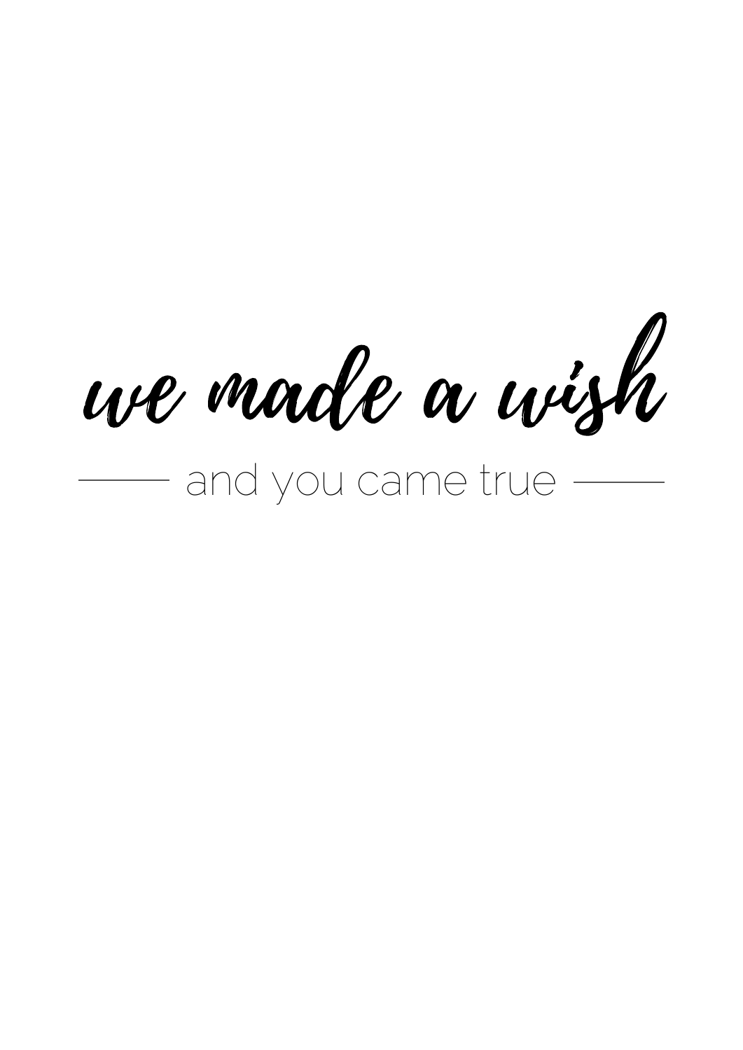*we made a wish*

— and you came true —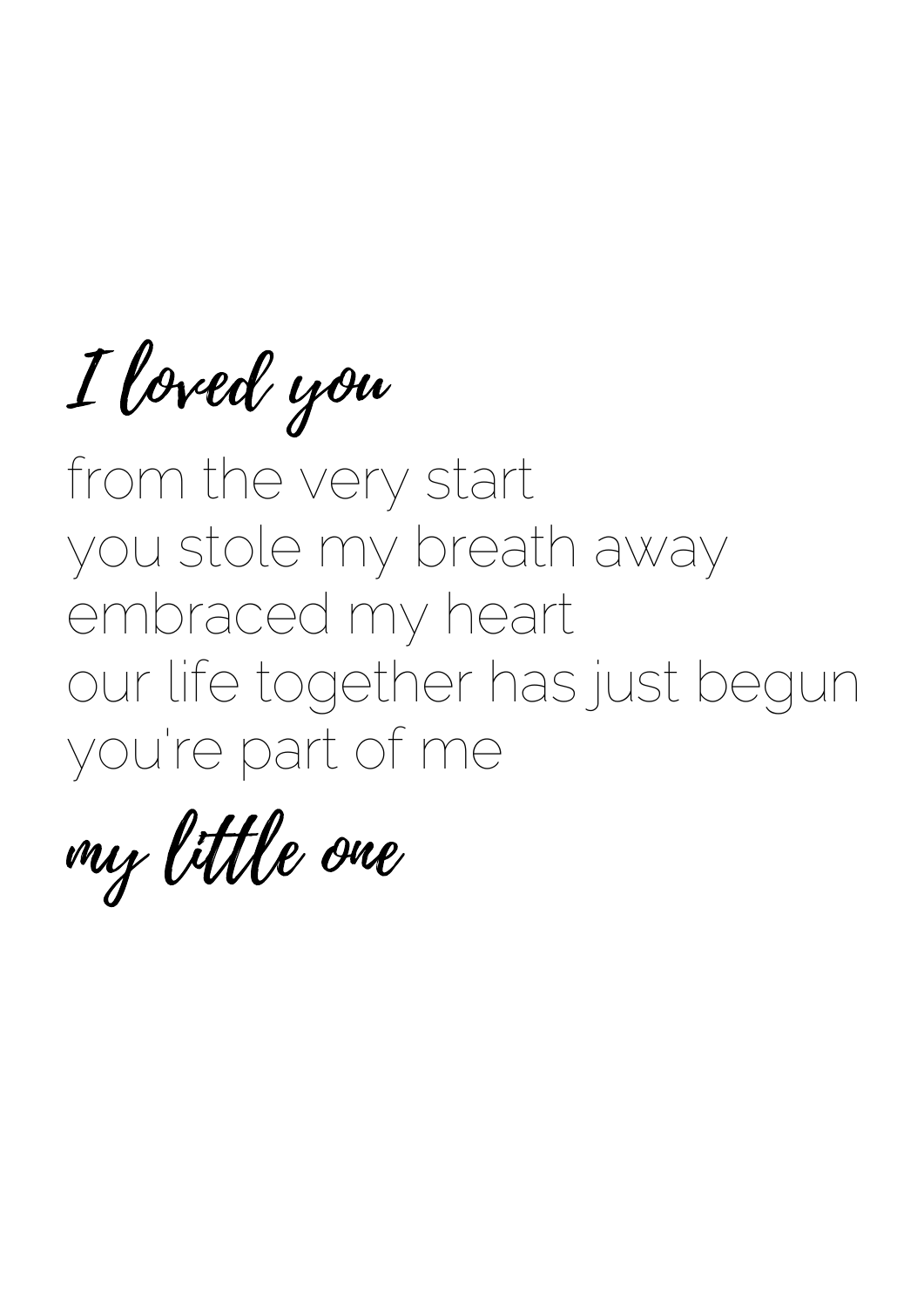*I loved you*

from the very start
you stole my breath away
embraced my heart
our life together has just begun
you're part of me

*my little one*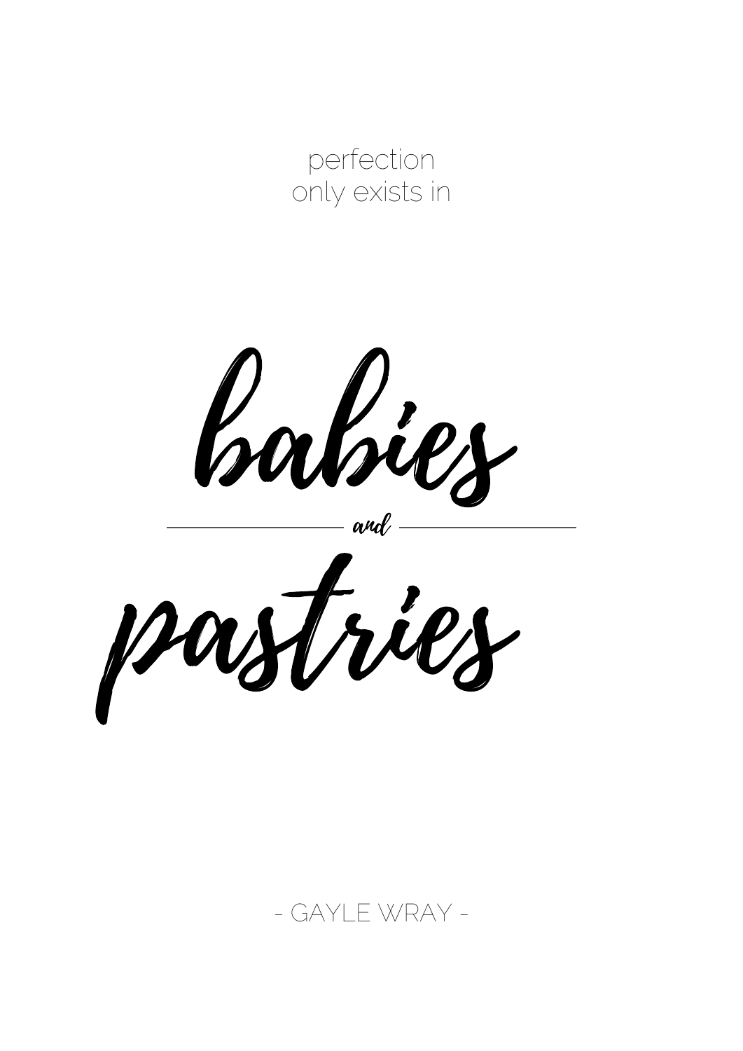perfection
only exists in

# babies

*and*

# pastries

- GAYLE WRAY -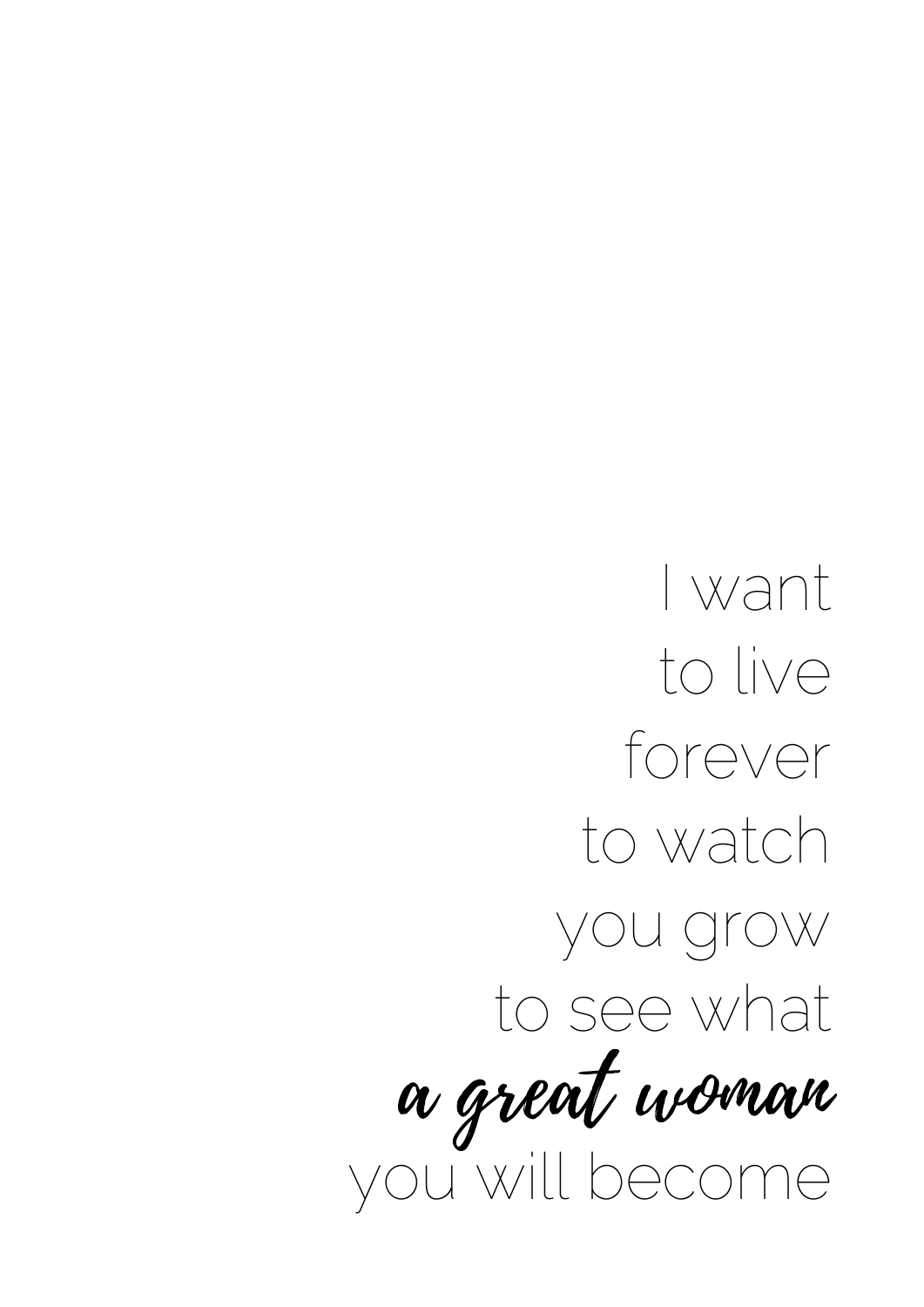I want
to live
forever
to watch
you grow
to see what
*a great woman*
you will become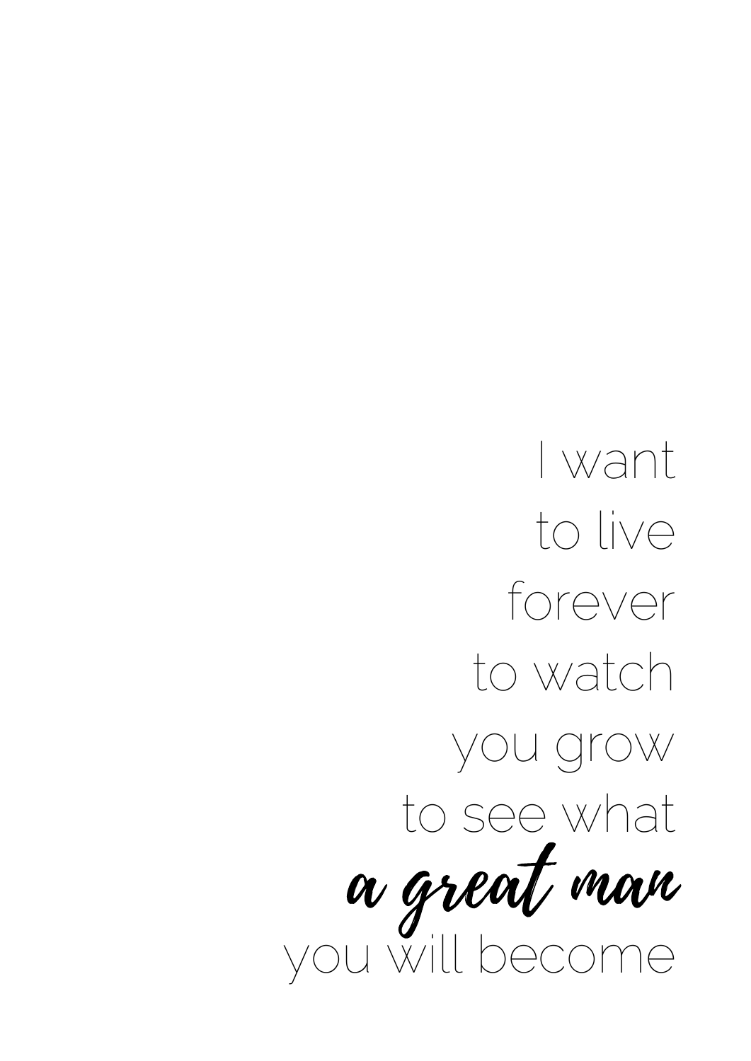I want
to live
forever
to watch
you grow
to see what
*a great man*
you will become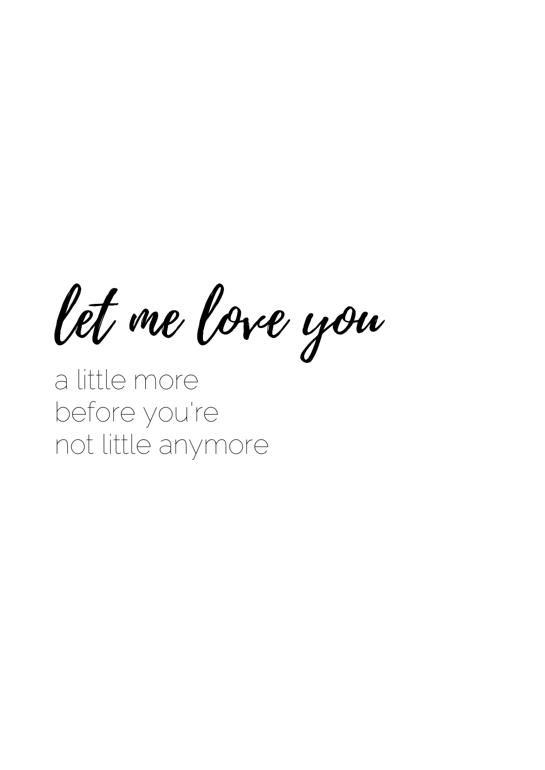*let me love you*

a little more
before you're
not little anymore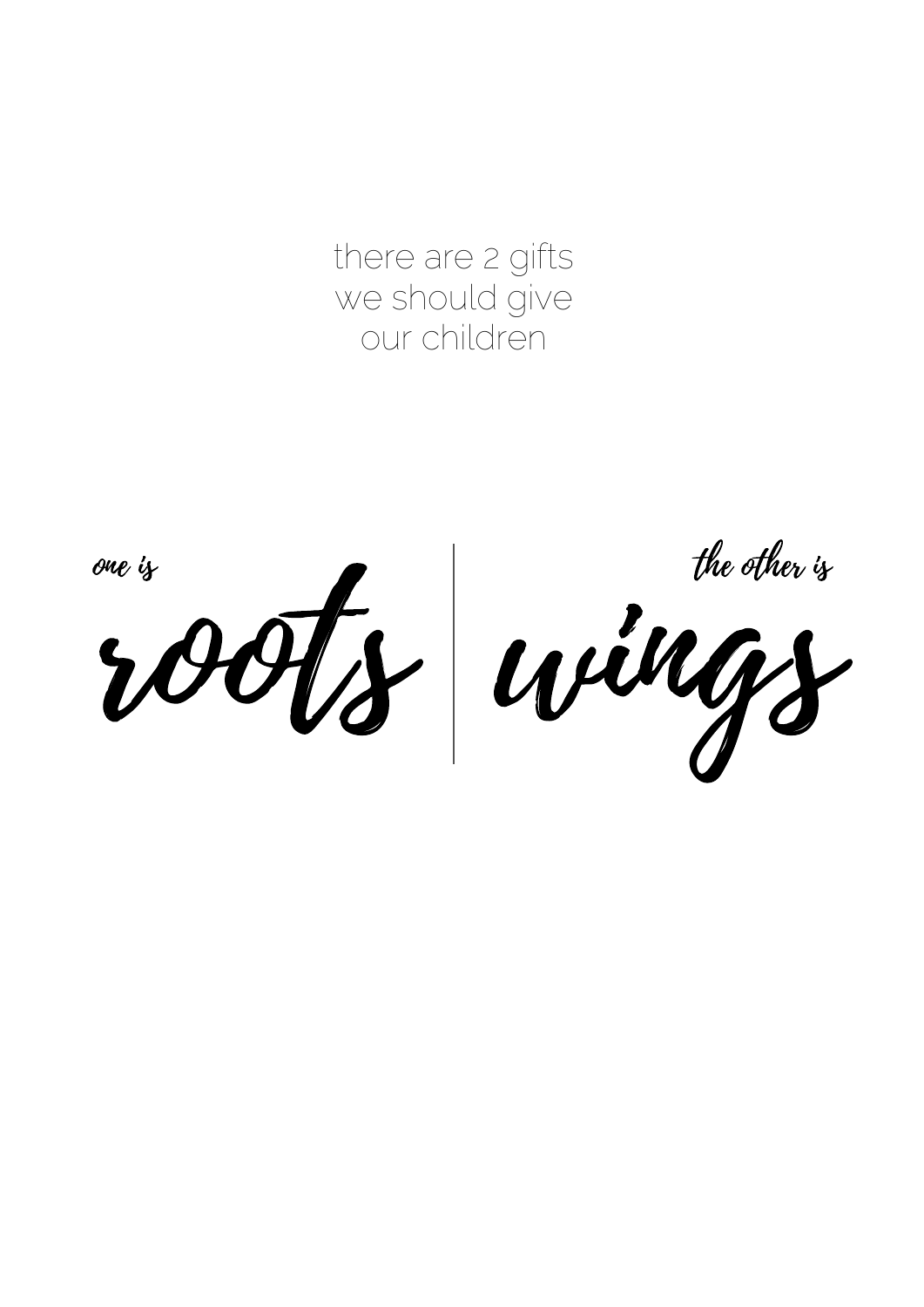there are 2 gifts
we should give
our children

*one is*

**roots**

*the other is*

**wings**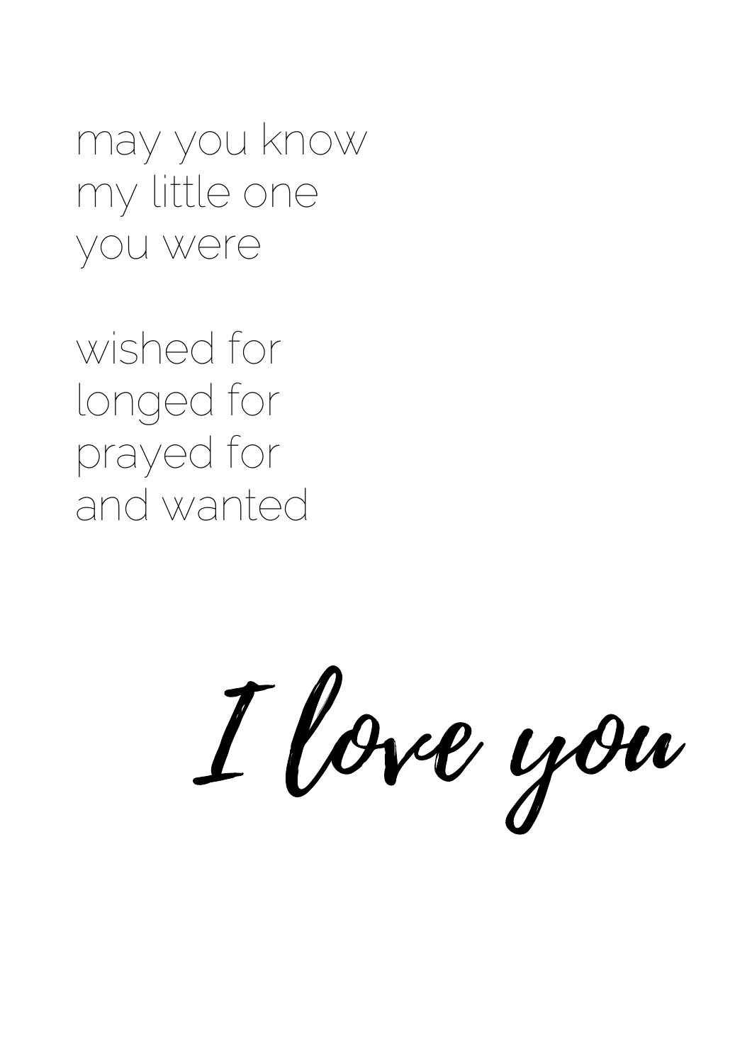may you know
my little one
you were

wished for
longed for
prayed for
and wanted

*I love you*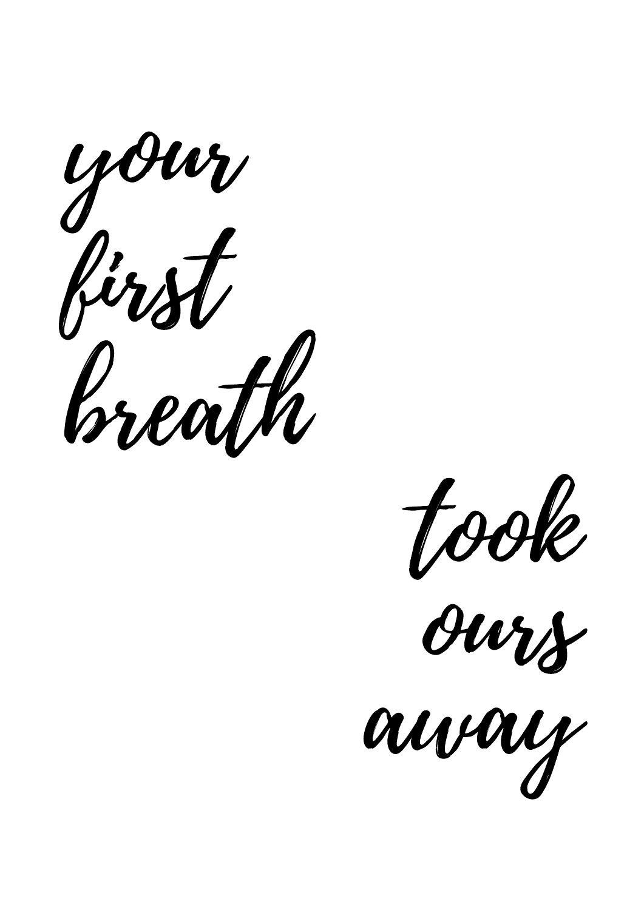*your*
*first*
*breath*

*took*
*ours*
*away*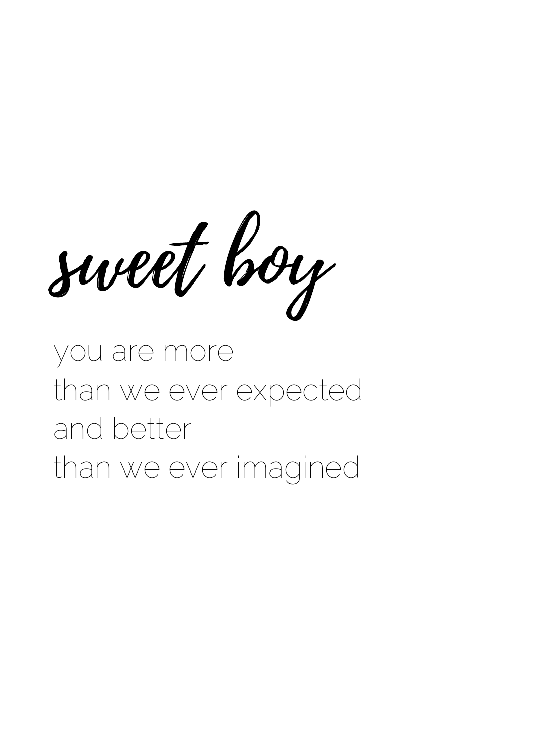# *sweet boy*

you are more
than we ever expected
and better
than we ever imagined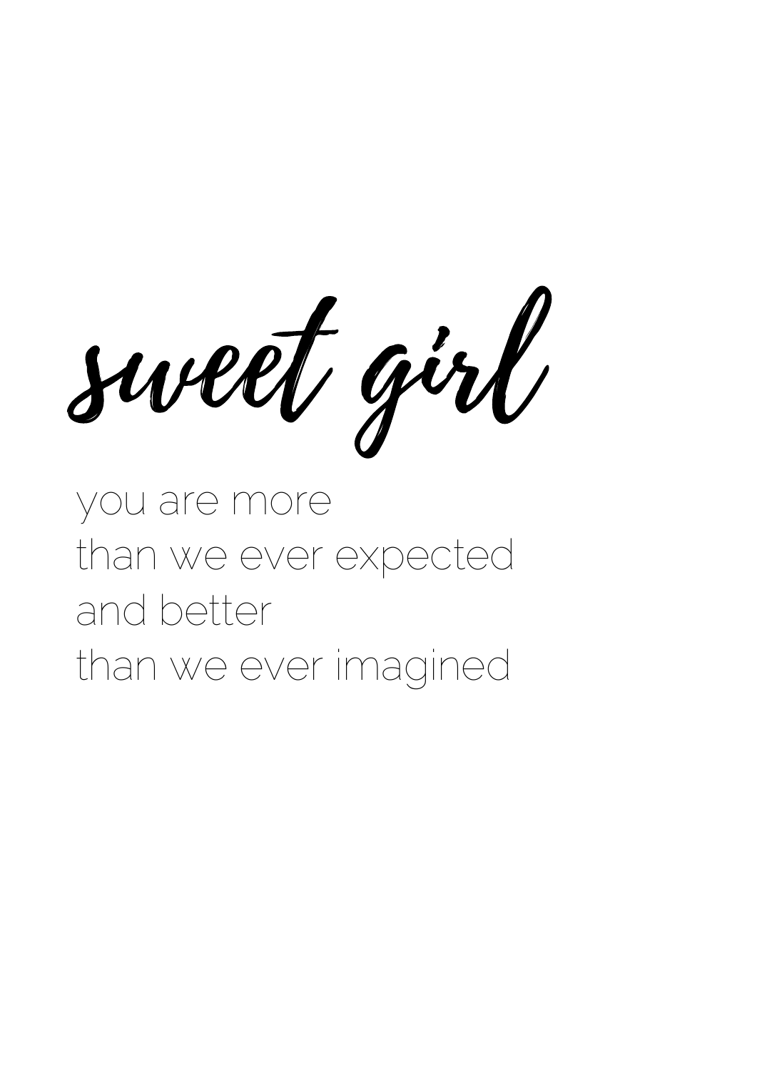# *sweet girl*

you are more
than we ever expected
and better
than we ever imagined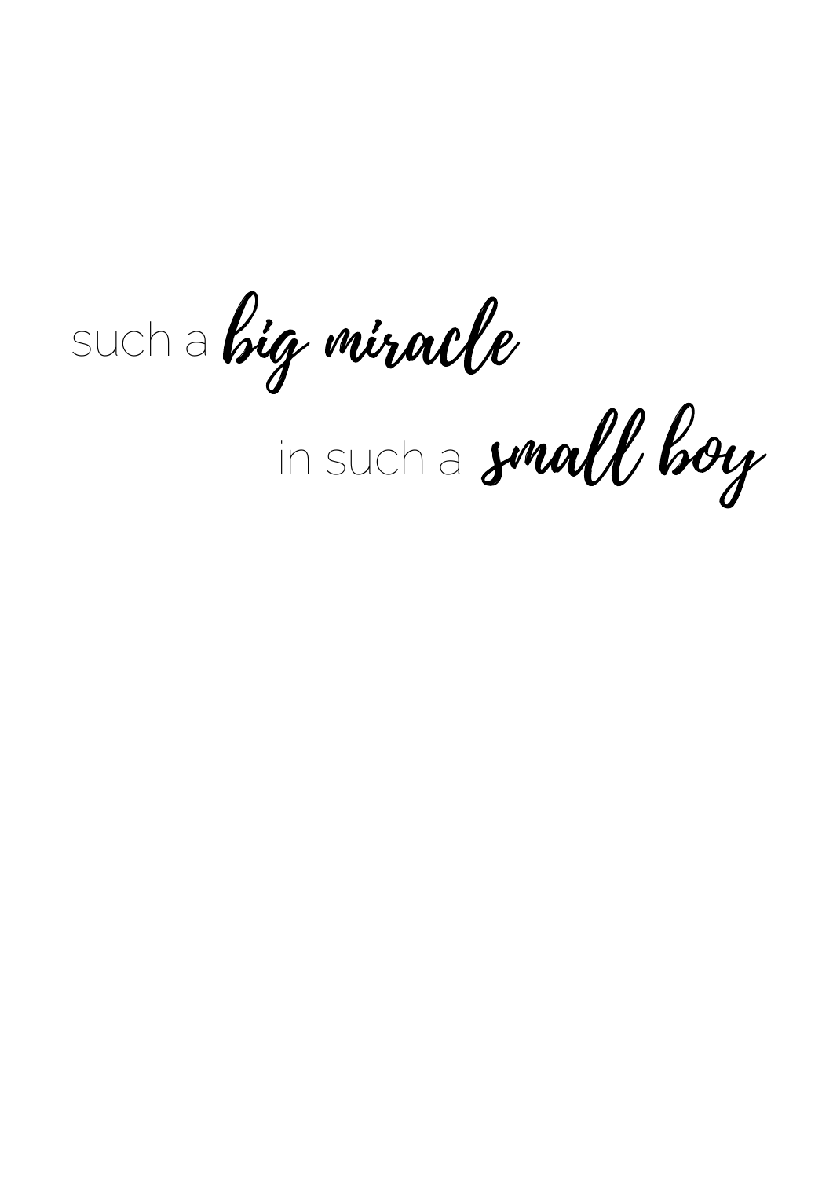such a *big miracle*

in such a *small boy*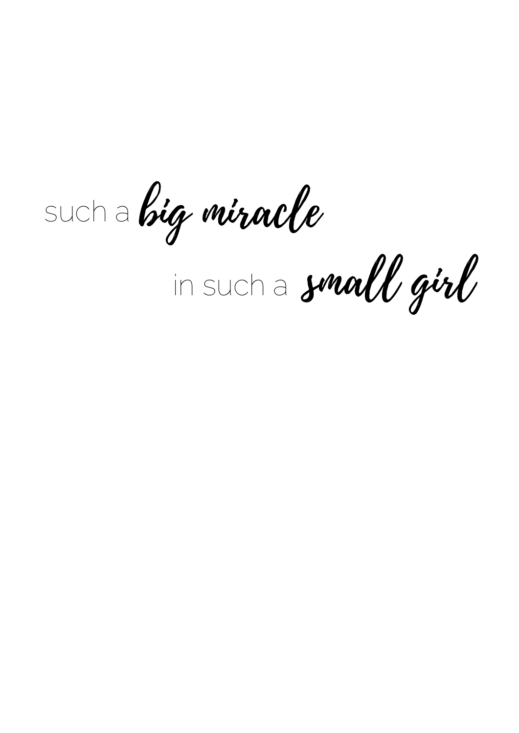such a *big miracle*

in such a *small girl*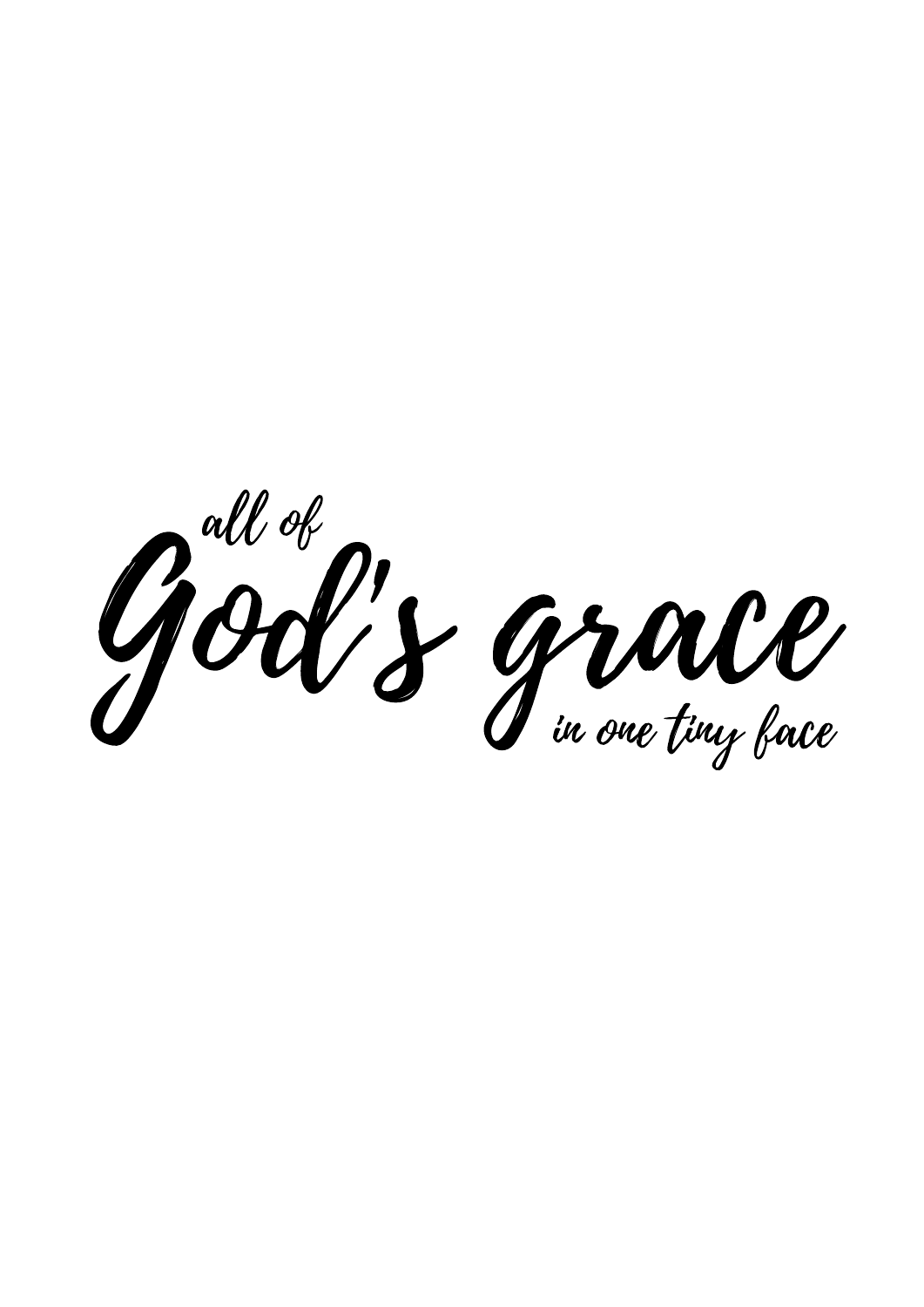all of

God's grace

in one tiny face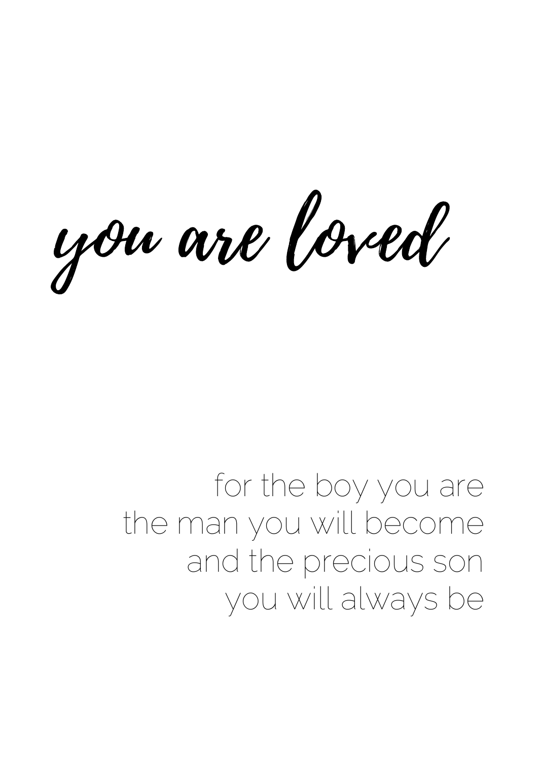# *you are loved*

for the boy you are
the man you will become
and the precious son
you will always be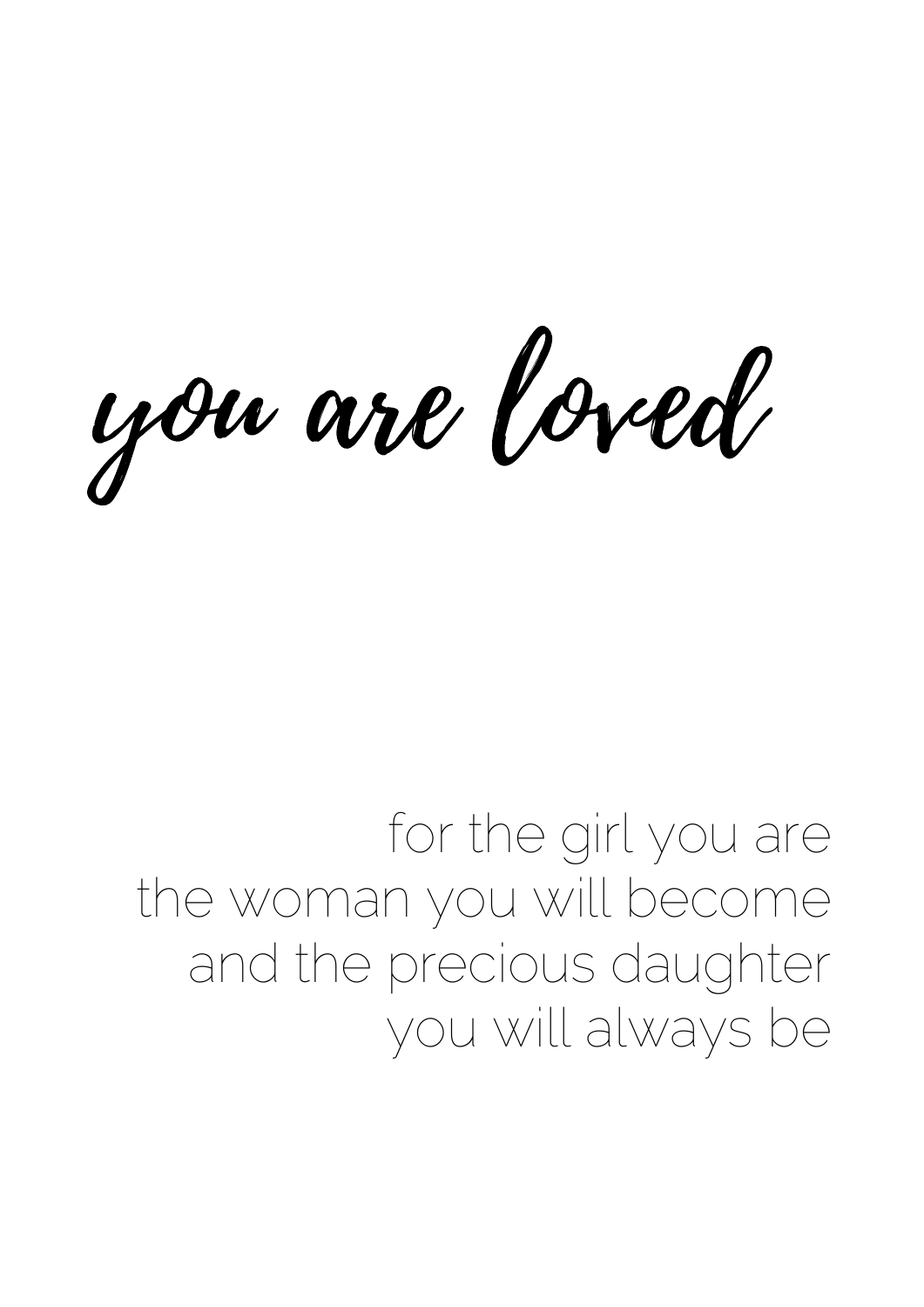# *you are loved*

for the girl you are
the woman you will become
and the precious daughter
you will always be